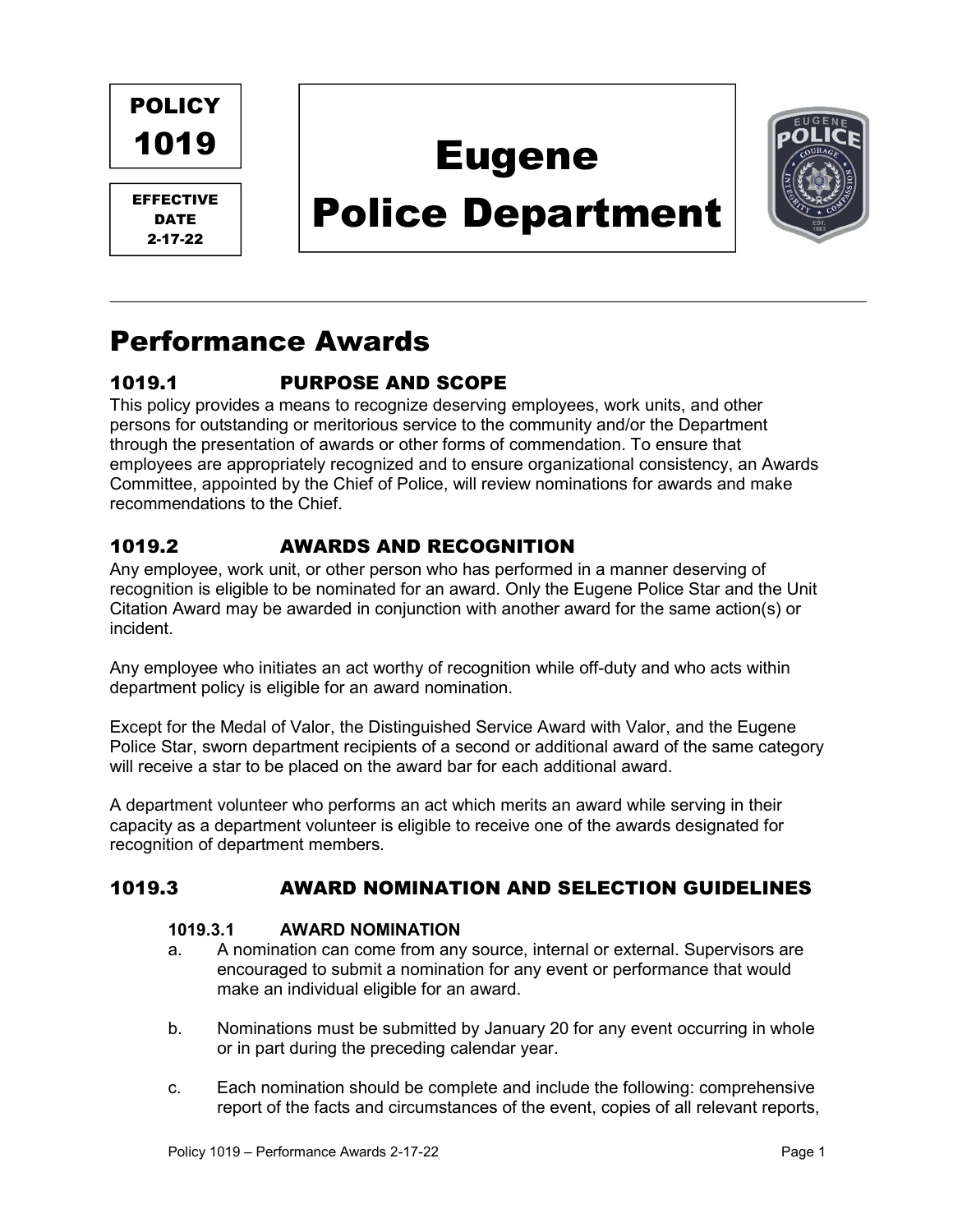POLICY 1019

EFFECTIVE DATE 2-17-22

# Eugene Police Department

---

## Performance Awards

### 1019.1 PURPOSE AND SCOPE

This policy provides a means to recognize deserving employees, work units, and other persons for outstanding or meritorious service to the community and/or the Department through the presentation of awards or other forms of commendation. To ensure that employees are appropriately recognized and to ensure organizational consistency, an Awards Committee, appointed by the Chief of Police, will review nominations for awards and make recommendations to the Chief.

### 1019.2 AWARDS AND RECOGNITION

Any employee, work unit, or other person who has performed in a manner deserving of recognition is eligible to be nominated for an award. Only the Eugene Police Star and the Unit Citation Award may be awarded in conjunction with another award for the same action(s) or incident.

Any employee who initiates an act worthy of recognition while off-duty and who acts within department policy is eligible for an award nomination.

Except for the Medal of Valor, the Distinguished Service Award with Valor, and the Eugene Police Star, sworn department recipients of a second or additional award of the same category will receive a star to be placed on the award bar for each additional award.

A department volunteer who performs an act which merits an award while serving in their capacity as a department volunteer is eligible to receive one of the awards designated for recognition of department members.

### 1019.3 AWARD NOMINATION AND SELECTION GUIDELINES

#### 1019.3.1 AWARD NOMINATION

a. A nomination can come from any source, internal or external. Supervisors are encouraged to submit a nomination for any event or performance that would make an individual eligible for an award.

b. Nominations must be submitted by January 20 for any event occurring in whole or in part during the preceding calendar year.

c. Each nomination should be complete and include the following: comprehensive report of the facts and circumstances of the event, copies of all relevant reports,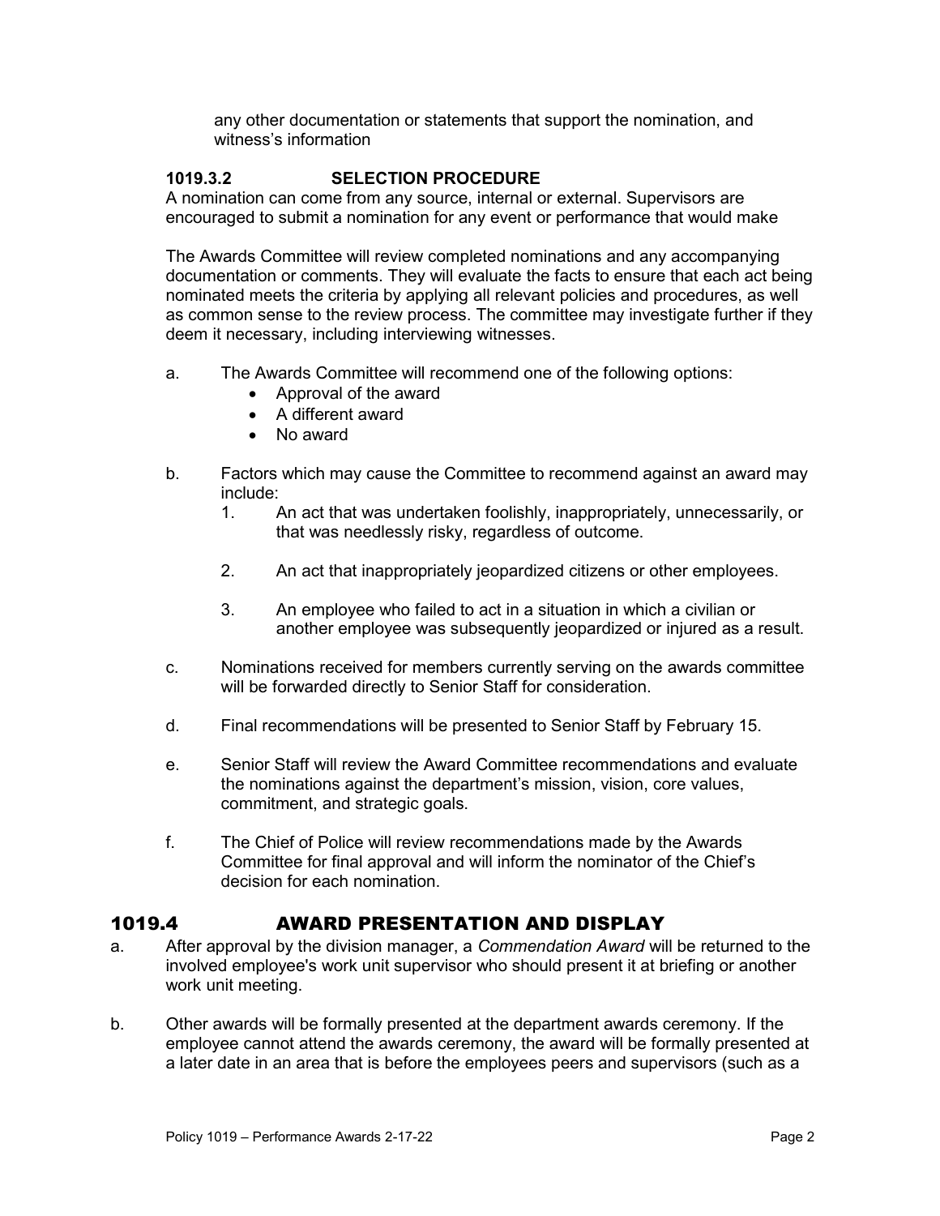any other documentation or statements that support the nomination, and witness's information

#### 1019.3.2 SELECTION PROCEDURE

A nomination can come from any source, internal or external. Supervisors are encouraged to submit a nomination for any event or performance that would make

The Awards Committee will review completed nominations and any accompanying documentation or comments. They will evaluate the facts to ensure that each act being nominated meets the criteria by applying all relevant policies and procedures, as well as common sense to the review process. The committee may investigate further if they deem it necessary, including interviewing witnesses.

a. The Awards Committee will recommend one of the following options:
   - Approval of the award
   - A different award
   - No award

b. Factors which may cause the Committee to recommend against an award may include:
   1. An act that was undertaken foolishly, inappropriately, unnecessarily, or that was needlessly risky, regardless of outcome.
   2. An act that inappropriately jeopardized citizens or other employees.
   3. An employee who failed to act in a situation in which a civilian or another employee was subsequently jeopardized or injured as a result.

c. Nominations received for members currently serving on the awards committee will be forwarded directly to Senior Staff for consideration.

d. Final recommendations will be presented to Senior Staff by February 15.

e. Senior Staff will review the Award Committee recommendations and evaluate the nominations against the department's mission, vision, core values, commitment, and strategic goals.

f. The Chief of Police will review recommendations made by the Awards Committee for final approval and will inform the nominator of the Chief's decision for each nomination.

## 1019.4 AWARD PRESENTATION AND DISPLAY

a. After approval by the division manager, a *Commendation Award* will be returned to the involved employee's work unit supervisor who should present it at briefing or another work unit meeting.

b. Other awards will be formally presented at the department awards ceremony. If the employee cannot attend the awards ceremony, the award will be formally presented at a later date in an area that is before the employees peers and supervisors (such as a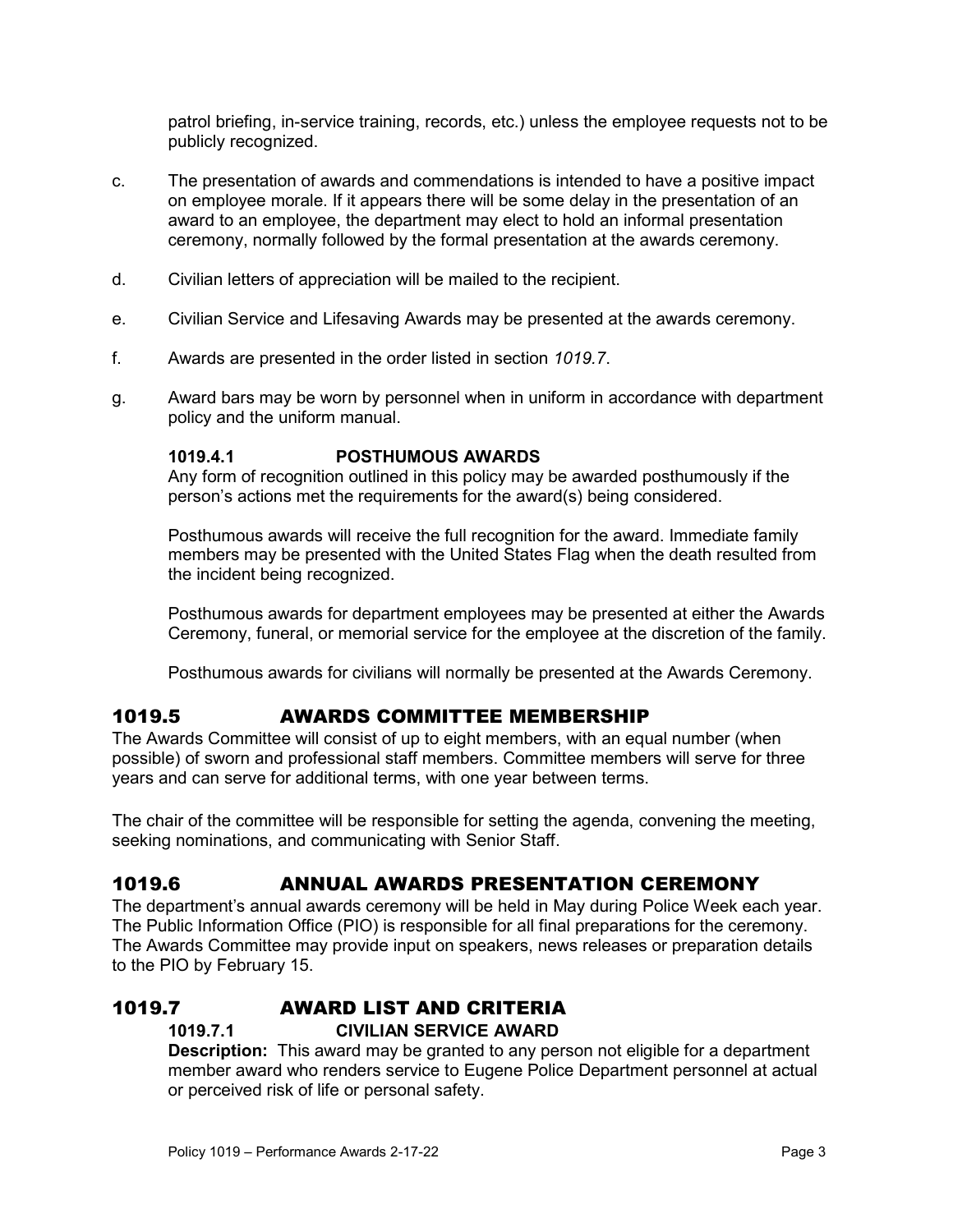patrol briefing, in-service training, records, etc.) unless the employee requests not to be publicly recognized.

c. The presentation of awards and commendations is intended to have a positive impact on employee morale. If it appears there will be some delay in the presentation of an award to an employee, the department may elect to hold an informal presentation ceremony, normally followed by the formal presentation at the awards ceremony.

d. Civilian letters of appreciation will be mailed to the recipient.

e. Civilian Service and Lifesaving Awards may be presented at the awards ceremony.

f. Awards are presented in the order listed in section *1019.7*.

g. Award bars may be worn by personnel when in uniform in accordance with department policy and the uniform manual.

#### 1019.4.1 POSTHUMOUS AWARDS

Any form of recognition outlined in this policy may be awarded posthumously if the person's actions met the requirements for the award(s) being considered.

Posthumous awards will receive the full recognition for the award. Immediate family members may be presented with the United States Flag when the death resulted from the incident being recognized.

Posthumous awards for department employees may be presented at either the Awards Ceremony, funeral, or memorial service for the employee at the discretion of the family.

Posthumous awards for civilians will normally be presented at the Awards Ceremony.

## 1019.5 AWARDS COMMITTEE MEMBERSHIP

The Awards Committee will consist of up to eight members, with an equal number (when possible) of sworn and professional staff members. Committee members will serve for three years and can serve for additional terms, with one year between terms.

The chair of the committee will be responsible for setting the agenda, convening the meeting, seeking nominations, and communicating with Senior Staff.

## 1019.6 ANNUAL AWARDS PRESENTATION CEREMONY

The department's annual awards ceremony will be held in May during Police Week each year. The Public Information Office (PIO) is responsible for all final preparations for the ceremony. The Awards Committee may provide input on speakers, news releases or preparation details to the PIO by February 15.

## 1019.7 AWARD LIST AND CRITERIA

#### 1019.7.1 CIVILIAN SERVICE AWARD

**Description:** This award may be granted to any person not eligible for a department member award who renders service to Eugene Police Department personnel at actual or perceived risk of life or personal safety.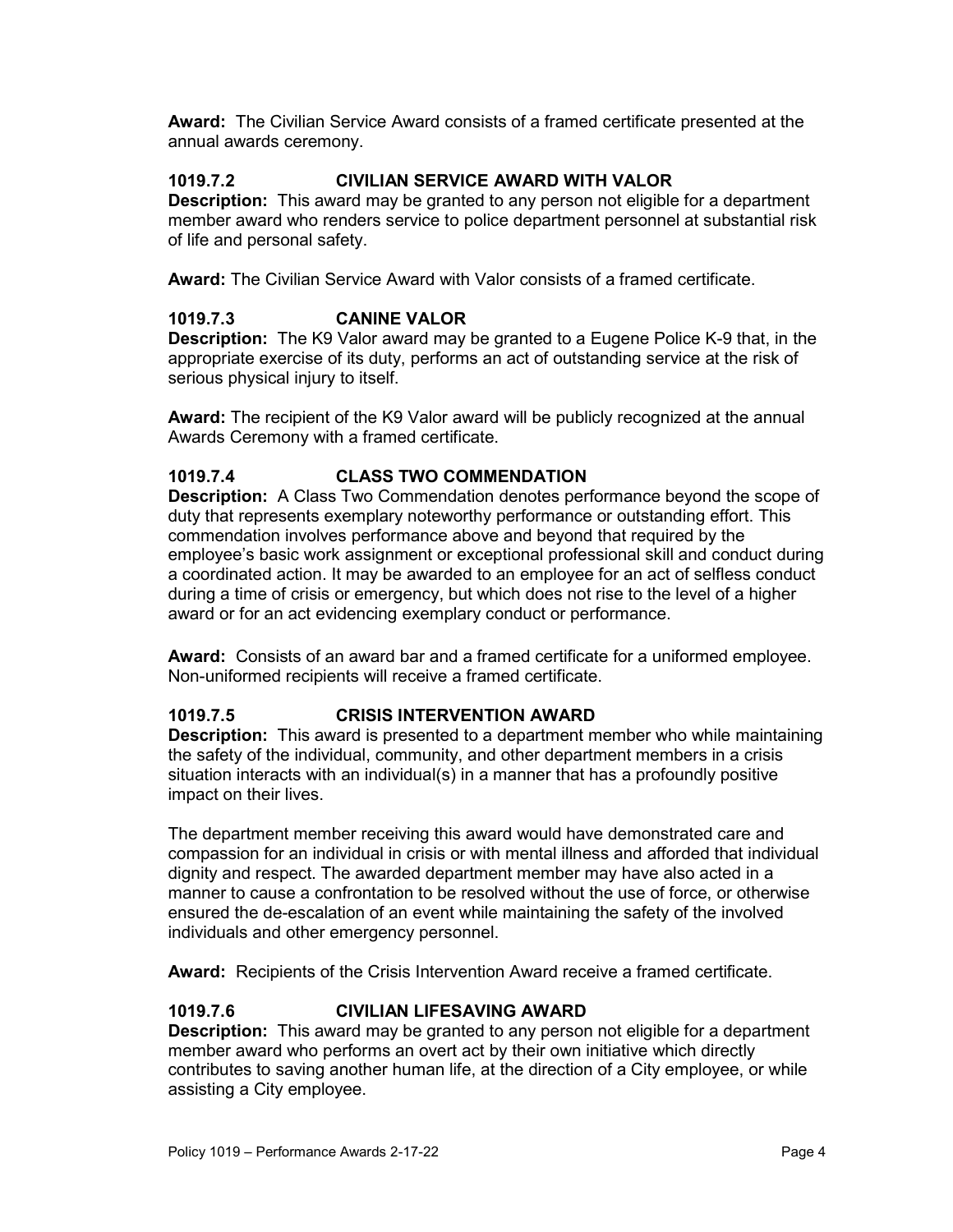**Award:** The Civilian Service Award consists of a framed certificate presented at the annual awards ceremony.

### 1019.7.2 CIVILIAN SERVICE AWARD WITH VALOR

**Description:** This award may be granted to any person not eligible for a department member award who renders service to police department personnel at substantial risk of life and personal safety.

**Award:** The Civilian Service Award with Valor consists of a framed certificate.

### 1019.7.3 CANINE VALOR

**Description:** The K9 Valor award may be granted to a Eugene Police K-9 that, in the appropriate exercise of its duty, performs an act of outstanding service at the risk of serious physical injury to itself.

**Award:** The recipient of the K9 Valor award will be publicly recognized at the annual Awards Ceremony with a framed certificate.

### 1019.7.4 CLASS TWO COMMENDATION

**Description:** A Class Two Commendation denotes performance beyond the scope of duty that represents exemplary noteworthy performance or outstanding effort. This commendation involves performance above and beyond that required by the employee's basic work assignment or exceptional professional skill and conduct during a coordinated action. It may be awarded to an employee for an act of selfless conduct during a time of crisis or emergency, but which does not rise to the level of a higher award or for an act evidencing exemplary conduct or performance.

**Award:** Consists of an award bar and a framed certificate for a uniformed employee. Non-uniformed recipients will receive a framed certificate.

### 1019.7.5 CRISIS INTERVENTION AWARD

**Description:** This award is presented to a department member who while maintaining the safety of the individual, community, and other department members in a crisis situation interacts with an individual(s) in a manner that has a profoundly positive impact on their lives.

The department member receiving this award would have demonstrated care and compassion for an individual in crisis or with mental illness and afforded that individual dignity and respect. The awarded department member may have also acted in a manner to cause a confrontation to be resolved without the use of force, or otherwise ensured the de-escalation of an event while maintaining the safety of the involved individuals and other emergency personnel.

**Award:** Recipients of the Crisis Intervention Award receive a framed certificate.

### 1019.7.6 CIVILIAN LIFESAVING AWARD

**Description:** This award may be granted to any person not eligible for a department member award who performs an overt act by their own initiative which directly contributes to saving another human life, at the direction of a City employee, or while assisting a City employee.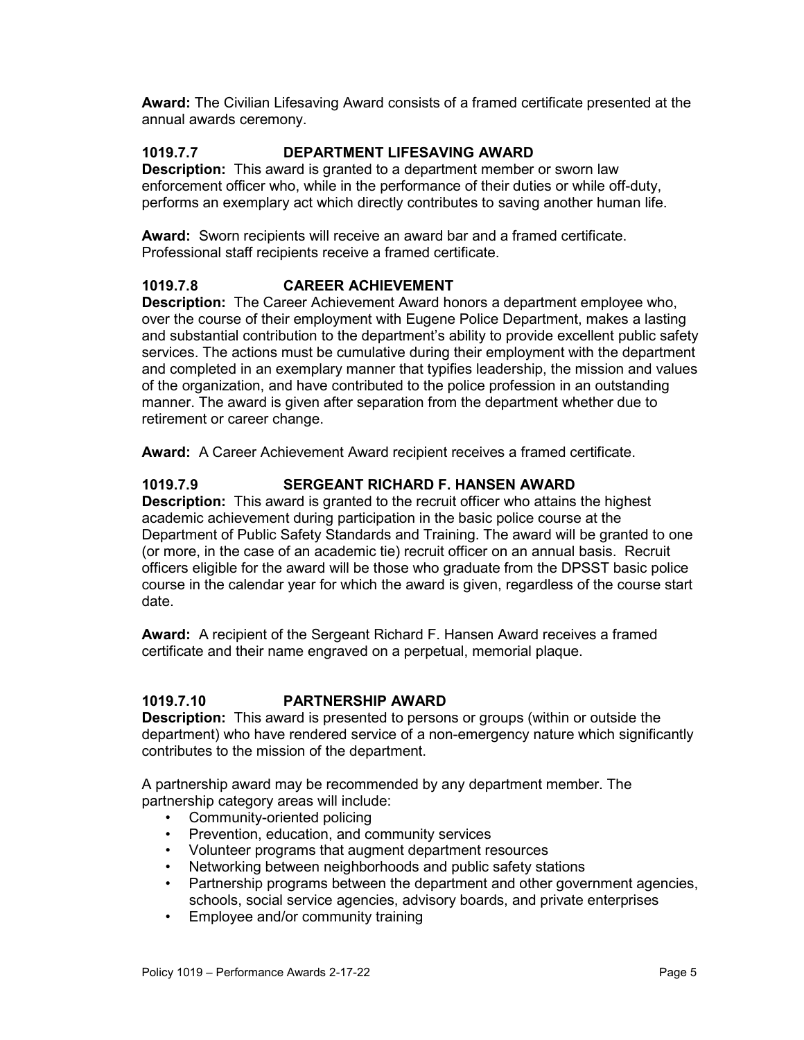**Award:** The Civilian Lifesaving Award consists of a framed certificate presented at the annual awards ceremony.

### 1019.7.7 DEPARTMENT LIFESAVING AWARD

**Description:** This award is granted to a department member or sworn law enforcement officer who, while in the performance of their duties or while off-duty, performs an exemplary act which directly contributes to saving another human life.

**Award:** Sworn recipients will receive an award bar and a framed certificate. Professional staff recipients receive a framed certificate.

### 1019.7.8 CAREER ACHIEVEMENT

**Description:** The Career Achievement Award honors a department employee who, over the course of their employment with Eugene Police Department, makes a lasting and substantial contribution to the department's ability to provide excellent public safety services. The actions must be cumulative during their employment with the department and completed in an exemplary manner that typifies leadership, the mission and values of the organization, and have contributed to the police profession in an outstanding manner. The award is given after separation from the department whether due to retirement or career change.

**Award:** A Career Achievement Award recipient receives a framed certificate.

### 1019.7.9 SERGEANT RICHARD F. HANSEN AWARD

**Description:** This award is granted to the recruit officer who attains the highest academic achievement during participation in the basic police course at the Department of Public Safety Standards and Training. The award will be granted to one (or more, in the case of an academic tie) recruit officer on an annual basis. Recruit officers eligible for the award will be those who graduate from the DPSST basic police course in the calendar year for which the award is given, regardless of the course start date.

**Award:** A recipient of the Sergeant Richard F. Hansen Award receives a framed certificate and their name engraved on a perpetual, memorial plaque.

### 1019.7.10 PARTNERSHIP AWARD

**Description:** This award is presented to persons or groups (within or outside the department) who have rendered service of a non-emergency nature which significantly contributes to the mission of the department.

A partnership award may be recommended by any department member. The partnership category areas will include:

- Community-oriented policing
- Prevention, education, and community services
- Volunteer programs that augment department resources
- Networking between neighborhoods and public safety stations
- Partnership programs between the department and other government agencies, schools, social service agencies, advisory boards, and private enterprises
- Employee and/or community training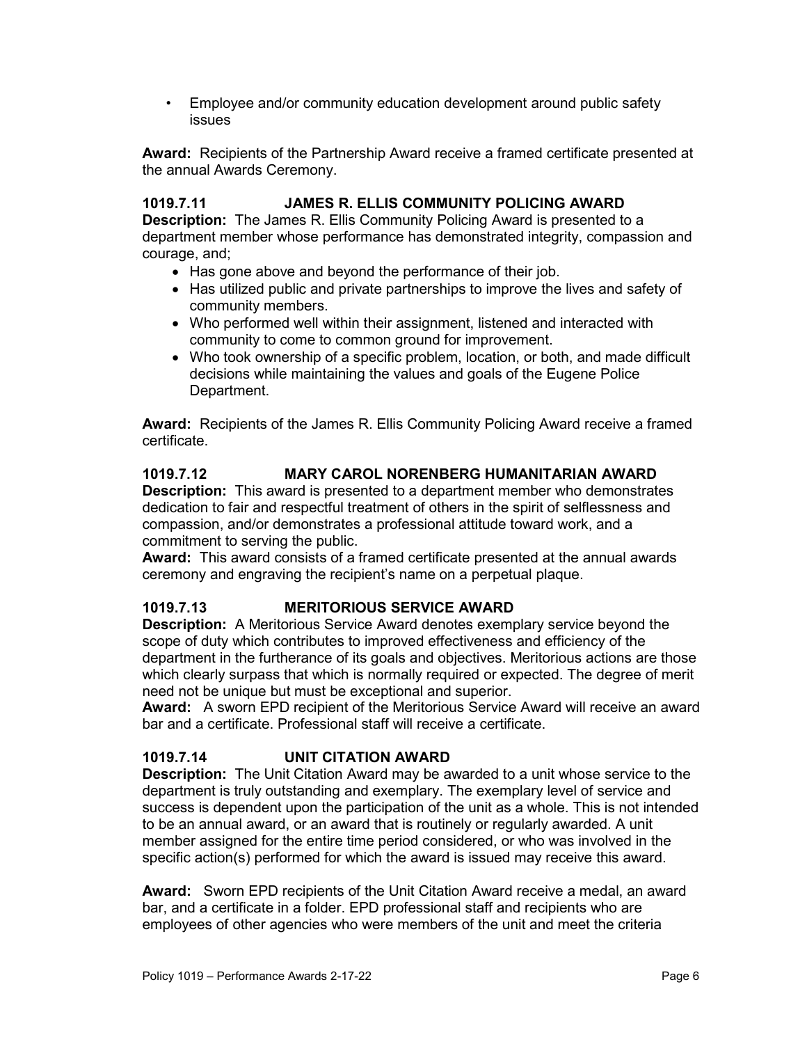- Employee and/or community education development around public safety issues

**Award:** Recipients of the Partnership Award receive a framed certificate presented at the annual Awards Ceremony.

### 1019.7.11 JAMES R. ELLIS COMMUNITY POLICING AWARD

**Description:** The James R. Ellis Community Policing Award is presented to a department member whose performance has demonstrated integrity, compassion and courage, and;

- Has gone above and beyond the performance of their job.
- Has utilized public and private partnerships to improve the lives and safety of community members.
- Who performed well within their assignment, listened and interacted with community to come to common ground for improvement.
- Who took ownership of a specific problem, location, or both, and made difficult decisions while maintaining the values and goals of the Eugene Police Department.

**Award:** Recipients of the James R. Ellis Community Policing Award receive a framed certificate.

### 1019.7.12 MARY CAROL NORENBERG HUMANITARIAN AWARD

**Description:** This award is presented to a department member who demonstrates dedication to fair and respectful treatment of others in the spirit of selflessness and compassion, and/or demonstrates a professional attitude toward work, and a commitment to serving the public.

**Award:** This award consists of a framed certificate presented at the annual awards ceremony and engraving the recipient's name on a perpetual plaque.

### 1019.7.13 MERITORIOUS SERVICE AWARD

**Description:** A Meritorious Service Award denotes exemplary service beyond the scope of duty which contributes to improved effectiveness and efficiency of the department in the furtherance of its goals and objectives. Meritorious actions are those which clearly surpass that which is normally required or expected. The degree of merit need not be unique but must be exceptional and superior.

**Award:** A sworn EPD recipient of the Meritorious Service Award will receive an award bar and a certificate. Professional staff will receive a certificate.

### 1019.7.14 UNIT CITATION AWARD

**Description:** The Unit Citation Award may be awarded to a unit whose service to the department is truly outstanding and exemplary. The exemplary level of service and success is dependent upon the participation of the unit as a whole. This is not intended to be an annual award, or an award that is routinely or regularly awarded. A unit member assigned for the entire time period considered, or who was involved in the specific action(s) performed for which the award is issued may receive this award.

**Award:** Sworn EPD recipients of the Unit Citation Award receive a medal, an award bar, and a certificate in a folder. EPD professional staff and recipients who are employees of other agencies who were members of the unit and meet the criteria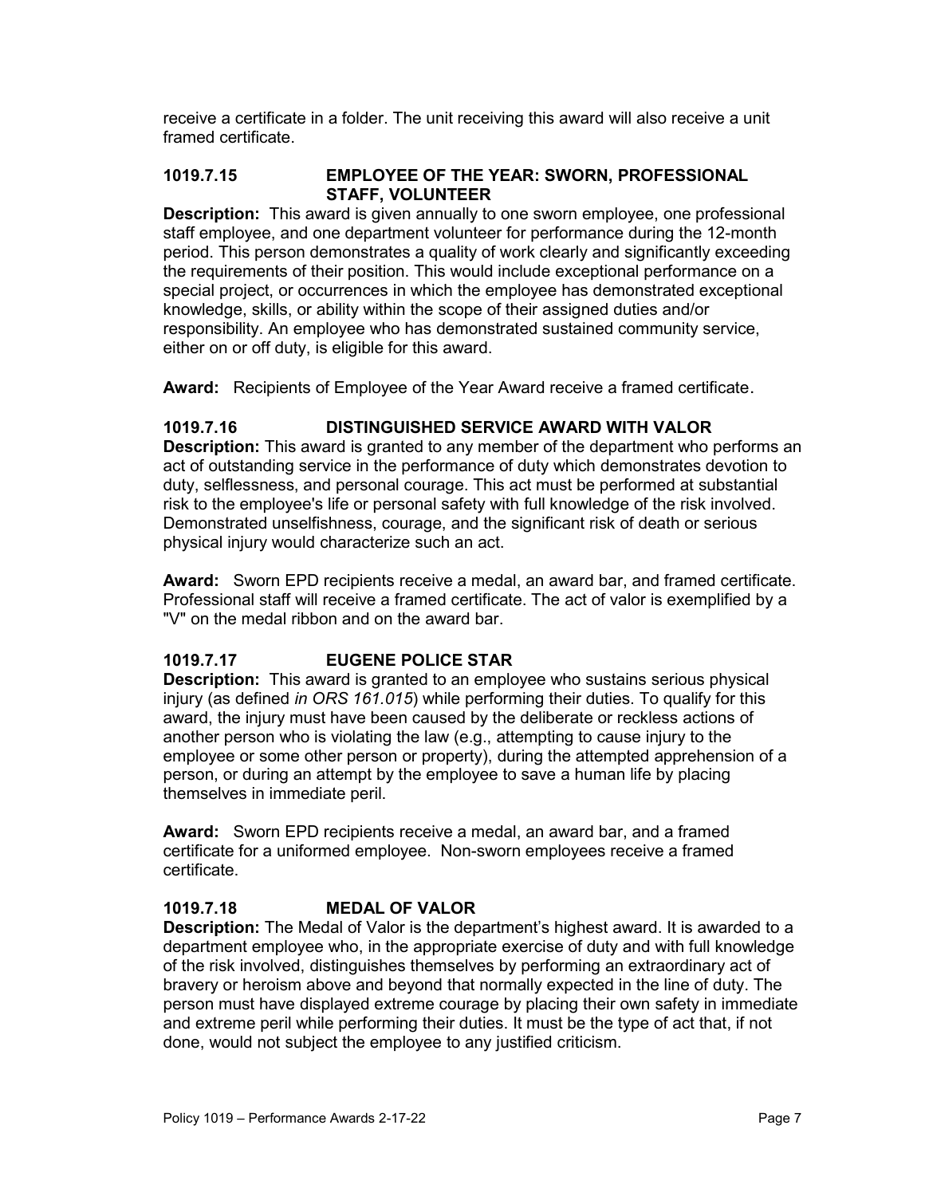receive a certificate in a folder. The unit receiving this award will also receive a unit framed certificate.

### 1019.7.15 EMPLOYEE OF THE YEAR: SWORN, PROFESSIONAL STAFF, VOLUNTEER

**Description:** This award is given annually to one sworn employee, one professional staff employee, and one department volunteer for performance during the 12-month period. This person demonstrates a quality of work clearly and significantly exceeding the requirements of their position. This would include exceptional performance on a special project, or occurrences in which the employee has demonstrated exceptional knowledge, skills, or ability within the scope of their assigned duties and/or responsibility. An employee who has demonstrated sustained community service, either on or off duty, is eligible for this award.

**Award:** Recipients of Employee of the Year Award receive a framed certificate.

### 1019.7.16 DISTINGUISHED SERVICE AWARD WITH VALOR

**Description:** This award is granted to any member of the department who performs an act of outstanding service in the performance of duty which demonstrates devotion to duty, selflessness, and personal courage. This act must be performed at substantial risk to the employee's life or personal safety with full knowledge of the risk involved. Demonstrated unselfishness, courage, and the significant risk of death or serious physical injury would characterize such an act.

**Award:** Sworn EPD recipients receive a medal, an award bar, and framed certificate. Professional staff will receive a framed certificate. The act of valor is exemplified by a "V" on the medal ribbon and on the award bar.

### 1019.7.17 EUGENE POLICE STAR

**Description:** This award is granted to an employee who sustains serious physical injury (as defined *in ORS 161.015*) while performing their duties. To qualify for this award, the injury must have been caused by the deliberate or reckless actions of another person who is violating the law (e.g., attempting to cause injury to the employee or some other person or property), during the attempted apprehension of a person, or during an attempt by the employee to save a human life by placing themselves in immediate peril.

**Award:** Sworn EPD recipients receive a medal, an award bar, and a framed certificate for a uniformed employee. Non-sworn employees receive a framed certificate.

### 1019.7.18 MEDAL OF VALOR

**Description:** The Medal of Valor is the department's highest award. It is awarded to a department employee who, in the appropriate exercise of duty and with full knowledge of the risk involved, distinguishes themselves by performing an extraordinary act of bravery or heroism above and beyond that normally expected in the line of duty. The person must have displayed extreme courage by placing their own safety in immediate and extreme peril while performing their duties. It must be the type of act that, if not done, would not subject the employee to any justified criticism.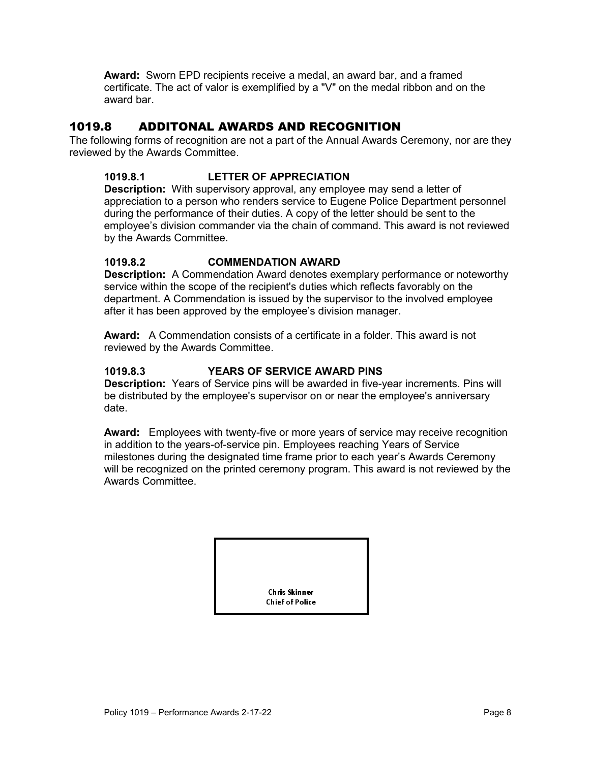**Award:** Sworn EPD recipients receive a medal, an award bar, and a framed certificate. The act of valor is exemplified by a "V" on the medal ribbon and on the award bar.

## 1019.8 ADDITONAL AWARDS AND RECOGNITION

The following forms of recognition are not a part of the Annual Awards Ceremony, nor are they reviewed by the Awards Committee.

### 1019.8.1 LETTER OF APPRECIATION

**Description:** With supervisory approval, any employee may send a letter of appreciation to a person who renders service to Eugene Police Department personnel during the performance of their duties. A copy of the letter should be sent to the employee's division commander via the chain of command. This award is not reviewed by the Awards Committee.

### 1019.8.2 COMMENDATION AWARD

**Description:** A Commendation Award denotes exemplary performance or noteworthy service within the scope of the recipient's duties which reflects favorably on the department. A Commendation is issued by the supervisor to the involved employee after it has been approved by the employee's division manager.

**Award:** A Commendation consists of a certificate in a folder. This award is not reviewed by the Awards Committee.

### 1019.8.3 YEARS OF SERVICE AWARD PINS

**Description:** Years of Service pins will be awarded in five-year increments. Pins will be distributed by the employee's supervisor on or near the employee's anniversary date.

**Award:** Employees with twenty-five or more years of service may receive recognition in addition to the years-of-service pin. Employees reaching Years of Service milestones during the designated time frame prior to each year's Awards Ceremony will be recognized on the printed ceremony program. This award is not reviewed by the Awards Committee.

**Chris Skinner**
**Chief of Police**